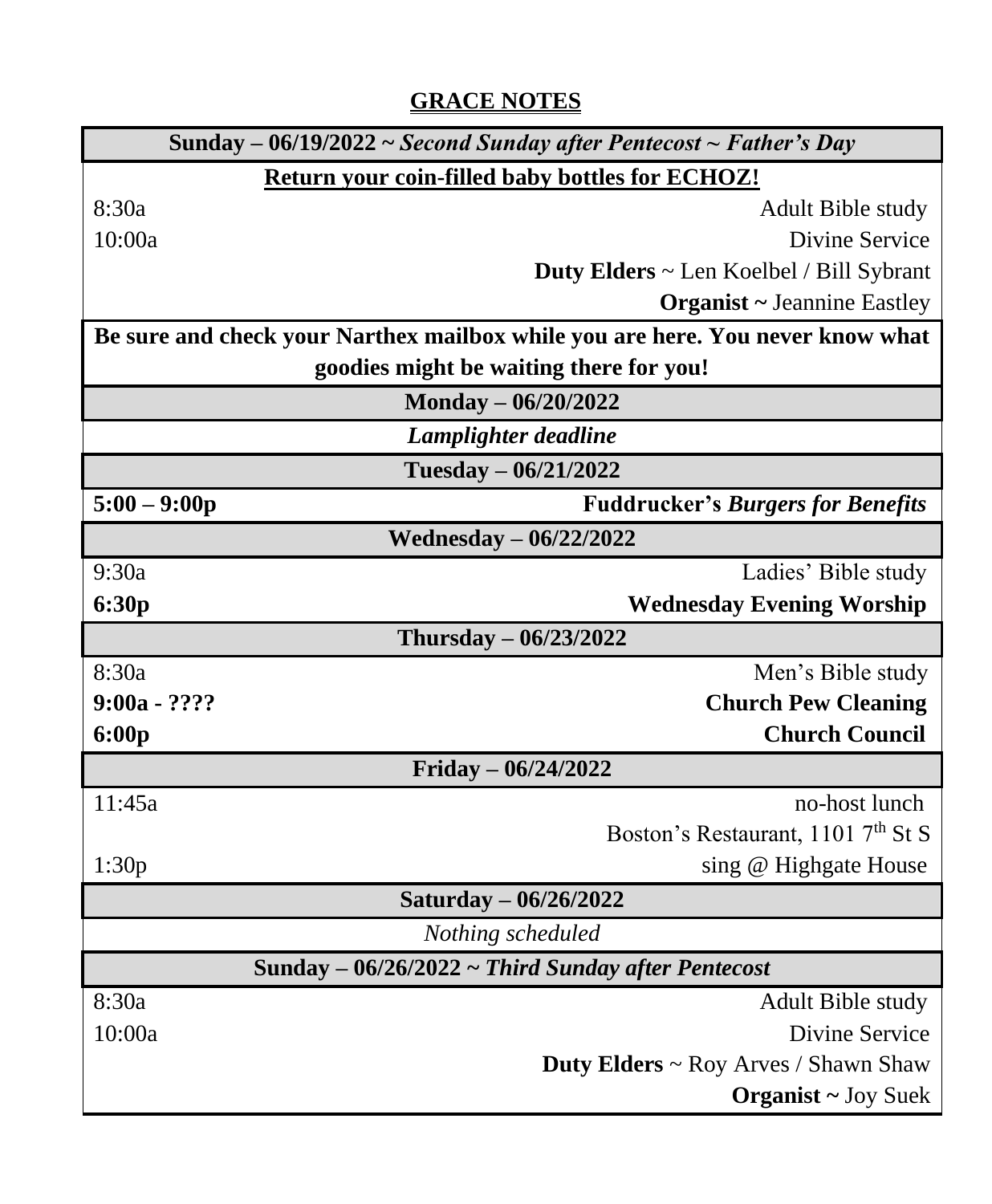# GRACE NOTES

| **Sunday – 06/19/2022 ~ *Second Sunday after Pentecost ~ Father's Day*** | |
|---|---|
| **Return your coin-filled baby bottles for ECHOZ!** | |
| 8:30a | Adult Bible study |
| 10:00a | Divine Service |
| | **Duty Elders** ~ Len Koelbel / Bill Sybrant |
| | **Organist ~** Jeannine Eastley |
| **Be sure and check your Narthex mailbox while you are here. You never know what goodies might be waiting there for you!** | |
| **Monday – 06/20/2022** | |
| ***Lamplighter deadline*** | |
| **Tuesday – 06/21/2022** | |
| **5:00 – 9:00p** | **Fuddrucker's *Burgers for Benefits*** |
| **Wednesday – 06/22/2022** | |
| 9:30a | Ladies' Bible study |
| **6:30p** | **Wednesday Evening Worship** |
| **Thursday – 06/23/2022** | |
| 8:30a | Men's Bible study |
| **9:00a - ????** | **Church Pew Cleaning** |
| **6:00p** | **Church Council** |
| **Friday – 06/24/2022** | |
| 11:45a | no-host lunch |
| | Boston's Restaurant, 1101 7th St S |
| 1:30p | sing @ Highgate House |
| **Saturday – 06/26/2022** | |
| *Nothing scheduled* | |
| **Sunday – 06/26/2022 ~ *Third Sunday after Pentecost*** | |
| 8:30a | Adult Bible study |
| 10:00a | Divine Service |
| | **Duty Elders** ~ Roy Arves / Shawn Shaw |
| | **Organist ~** Joy Suek |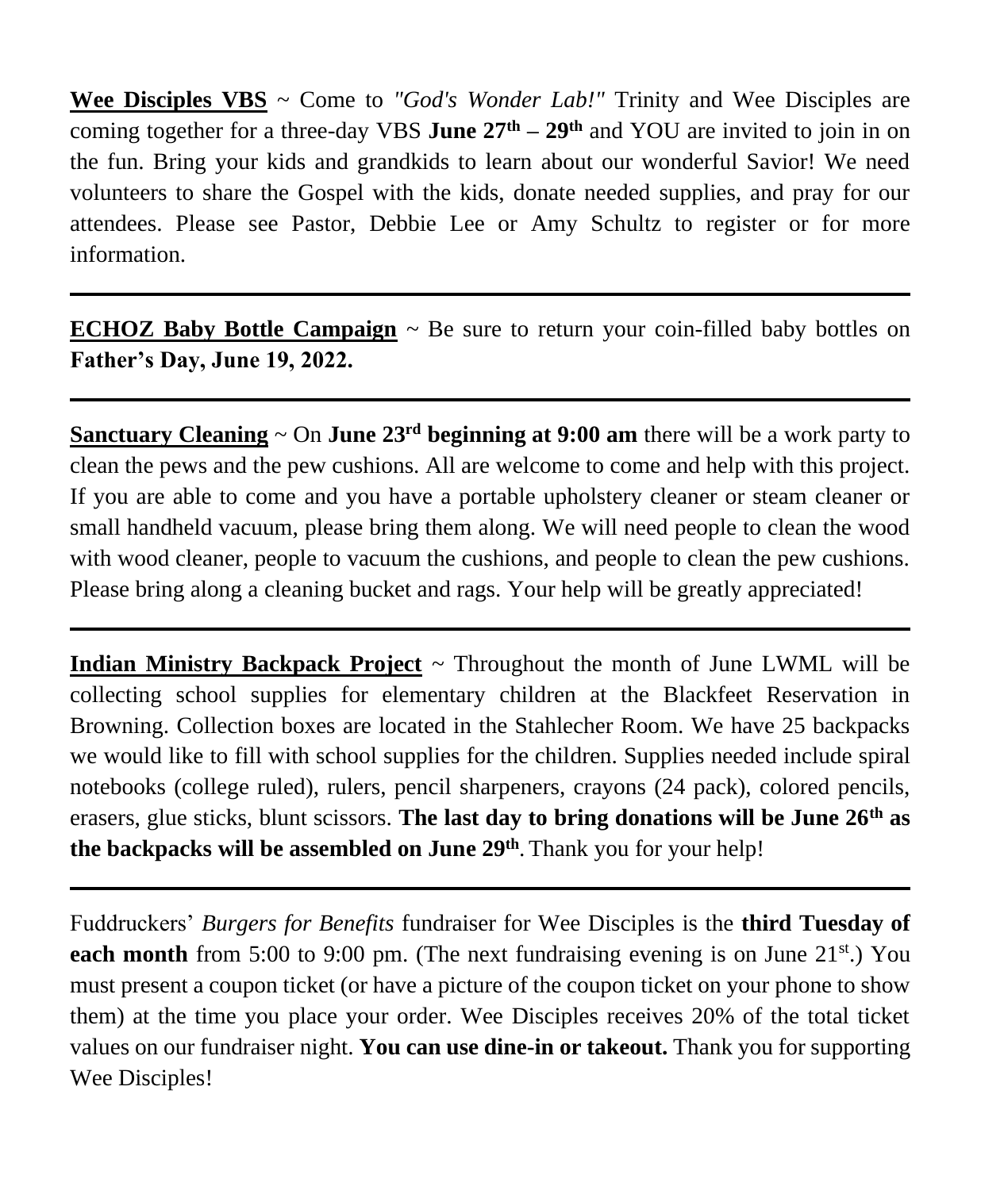**Wee Disciples VBS** ~ Come to *"God's Wonder Lab!"* Trinity and Wee Disciples are coming together for a three-day VBS **June 27th – 29th** and YOU are invited to join in on the fun. Bring your kids and grandkids to learn about our wonderful Savior! We need volunteers to share the Gospel with the kids, donate needed supplies, and pray for our attendees. Please see Pastor, Debbie Lee or Amy Schultz to register or for more information.

---

**ECHOZ Baby Bottle Campaign** ~ Be sure to return your coin-filled baby bottles on **Father's Day, June 19, 2022.**

---

**Sanctuary Cleaning** ~ On **June 23rd beginning at 9:00 am** there will be a work party to clean the pews and the pew cushions. All are welcome to come and help with this project. If you are able to come and you have a portable upholstery cleaner or steam cleaner or small handheld vacuum, please bring them along. We will need people to clean the wood with wood cleaner, people to vacuum the cushions, and people to clean the pew cushions. Please bring along a cleaning bucket and rags. Your help will be greatly appreciated!

---

**Indian Ministry Backpack Project** ~ Throughout the month of June LWML will be collecting school supplies for elementary children at the Blackfeet Reservation in Browning. Collection boxes are located in the Stahlecher Room. We have 25 backpacks we would like to fill with school supplies for the children. Supplies needed include spiral notebooks (college ruled), rulers, pencil sharpeners, crayons (24 pack), colored pencils, erasers, glue sticks, blunt scissors. **The last day to bring donations will be June 26th as the backpacks will be assembled on June 29th**. Thank you for your help!

---

Fuddruckers' *Burgers for Benefits* fundraiser for Wee Disciples is the **third Tuesday of each month** from 5:00 to 9:00 pm. (The next fundraising evening is on June 21st.) You must present a coupon ticket (or have a picture of the coupon ticket on your phone to show them) at the time you place your order. Wee Disciples receives 20% of the total ticket values on our fundraiser night. **You can use dine-in or takeout.** Thank you for supporting Wee Disciples!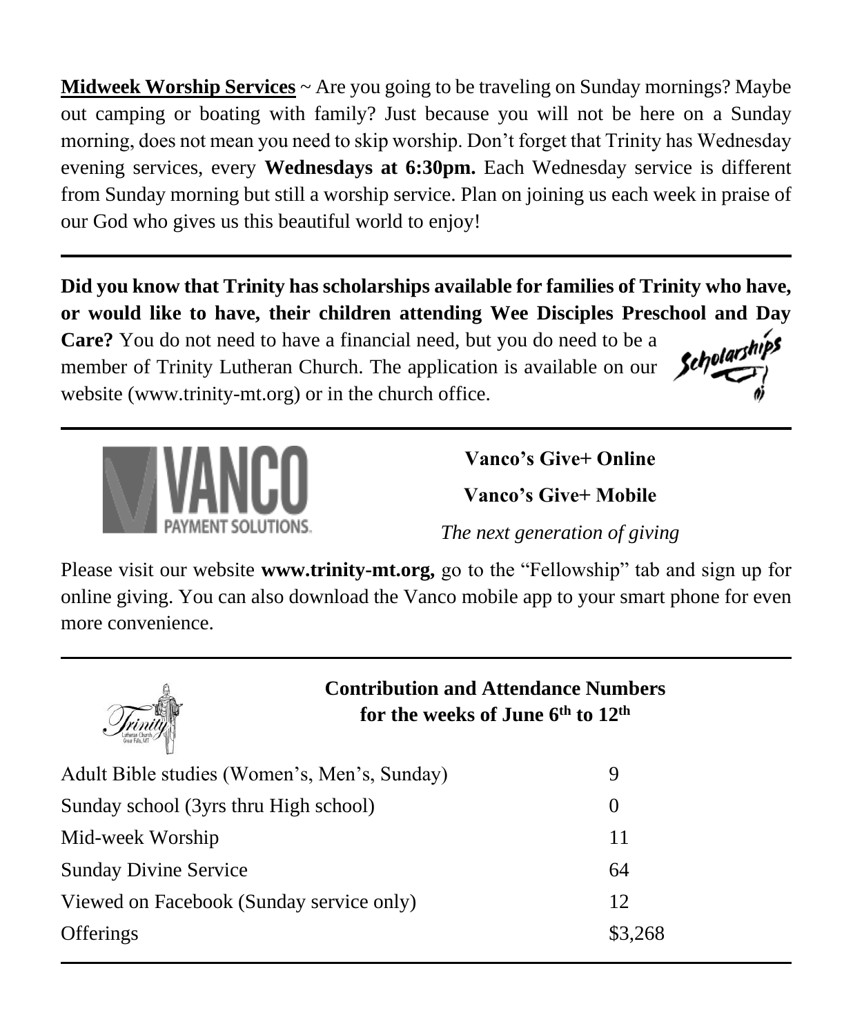**Midweek Worship Services** ~ Are you going to be traveling on Sunday mornings? Maybe out camping or boating with family? Just because you will not be here on a Sunday morning, does not mean you need to skip worship. Don't forget that Trinity has Wednesday evening services, every **Wednesdays at 6:30pm.** Each Wednesday service is different from Sunday morning but still a worship service. Plan on joining us each week in praise of our God who gives us this beautiful world to enjoy!

---

**Did you know that Trinity has scholarships available for families of Trinity who have, or would like to have, their children attending Wee Disciples Preschool and Day Care?** You do not need to have a financial need, but you do need to be a member of Trinity Lutheran Church. The application is available on our website (www.trinity-mt.org) or in the church office.

---

**Vanco's Give+ Online**

**Vanco's Give+ Mobile**

*The next generation of giving*

Please visit our website **www.trinity-mt.org,** go to the "Fellowship" tab and sign up for online giving. You can also download the Vanco mobile app to your smart phone for even more convenience.

---

**Contribution and Attendance Numbers for the weeks of June 6th to 12th**

| | |
|---|---|
| Adult Bible studies (Women's, Men's, Sunday) | 9 |
| Sunday school (3yrs thru High school) | 0 |
| Mid-week Worship | 11 |
| Sunday Divine Service | 64 |
| Viewed on Facebook (Sunday service only) | 12 |
| Offerings | $3,268 |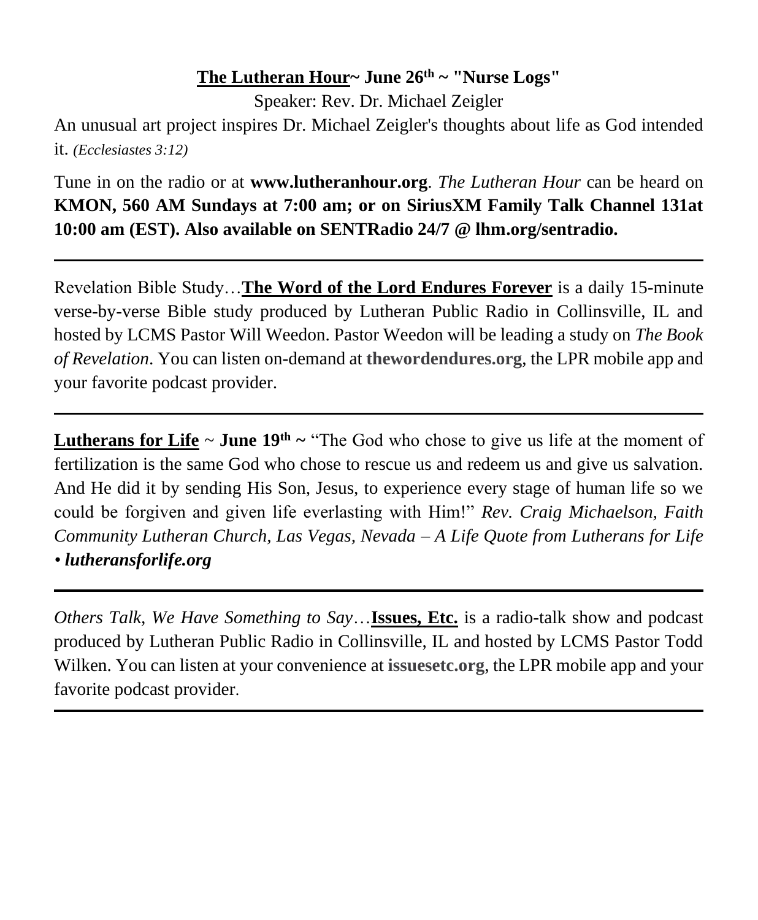**The Lutheran Hour~ June 26th ~ "Nurse Logs"**

Speaker: Rev. Dr. Michael Zeigler

An unusual art project inspires Dr. Michael Zeigler's thoughts about life as God intended it. *(Ecclesiastes 3:12)*

Tune in on the radio or at **www.lutheranhour.org**. *The Lutheran Hour* can be heard on **KMON, 560 AM Sundays at 7:00 am; or on SiriusXM Family Talk Channel 131at 10:00 am (EST). Also available on SENTRadio 24/7 @ lhm.org/sentradio.**

---

Revelation Bible Study…**The Word of the Lord Endures Forever** is a daily 15-minute verse-by-verse Bible study produced by Lutheran Public Radio in Collinsville, IL and hosted by LCMS Pastor Will Weedon. Pastor Weedon will be leading a study on *The Book of Revelation*. You can listen on-demand at **thewordendures.org**, the LPR mobile app and your favorite podcast provider.

---

**Lutherans for Life** ~ **June 19th ~** "The God who chose to give us life at the moment of fertilization is the same God who chose to rescue us and redeem us and give us salvation. And He did it by sending His Son, Jesus, to experience every stage of human life so we could be forgiven and given life everlasting with Him!" *Rev. Craig Michaelson, Faith Community Lutheran Church, Las Vegas, Nevada – A Life Quote from Lutherans for Life* • ***lutheransforlife.org***

---

*Others Talk, We Have Something to Say*…**Issues, Etc.** is a radio-talk show and podcast produced by Lutheran Public Radio in Collinsville, IL and hosted by LCMS Pastor Todd Wilken. You can listen at your convenience at **issuesetc.org**, the LPR mobile app and your favorite podcast provider.

---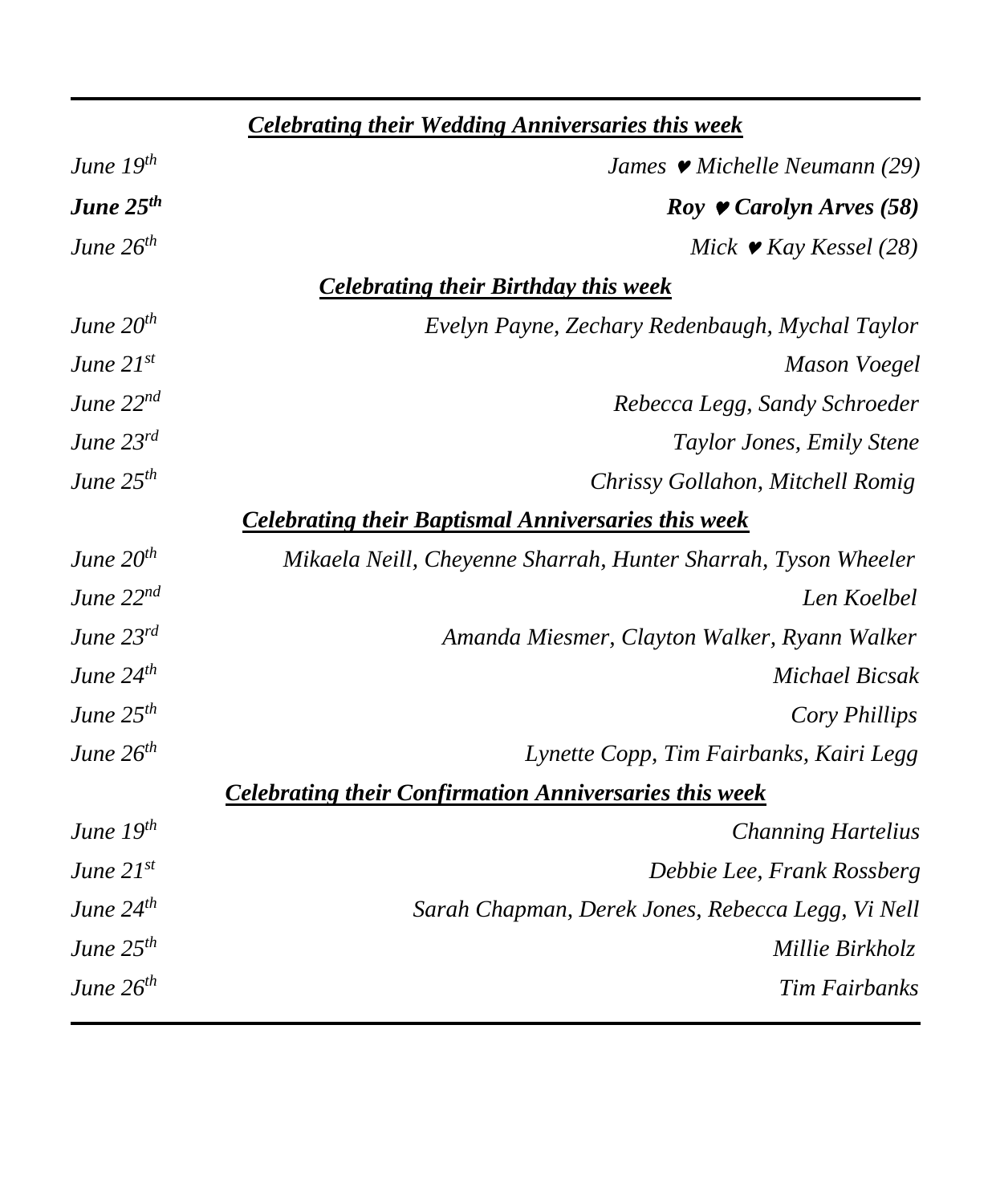### ***Celebrating their Wedding Anniversaries this week***

| | |
|---|---|
| *June 19th* | *James ♥ Michelle Neumann (29)* |
| ***June 25th*** | ***Roy ♥ Carolyn Arves (58)*** |
| *June 26th* | *Mick ♥ Kay Kessel (28)* |

### ***Celebrating their Birthday this week***

| | |
|---|---|
| *June 20th* | *Evelyn Payne, Zechary Redenbaugh, Mychal Taylor* |
| *June 21st* | *Mason Voegel* |
| *June 22nd* | *Rebecca Legg, Sandy Schroeder* |
| *June 23rd* | *Taylor Jones, Emily Stene* |
| *June 25th* | *Chrissy Gollahon, Mitchell Romig* |

### ***Celebrating their Baptismal Anniversaries this week***

| | |
|---|---|
| *June 20th* | *Mikaela Neill, Cheyenne Sharrah, Hunter Sharrah, Tyson Wheeler* |
| *June 22nd* | *Len Koelbel* |
| *June 23rd* | *Amanda Miesmer, Clayton Walker, Ryann Walker* |
| *June 24th* | *Michael Bicsak* |
| *June 25th* | *Cory Phillips* |
| *June 26th* | *Lynette Copp, Tim Fairbanks, Kairi Legg* |

### ***Celebrating their Confirmation Anniversaries this week***

| | |
|---|---|
| *June 19th* | *Channing Hartelius* |
| *June 21st* | *Debbie Lee, Frank Rossberg* |
| *June 24th* | *Sarah Chapman, Derek Jones, Rebecca Legg, Vi Nell* |
| *June 25th* | *Millie Birkholz* |
| *June 26th* | *Tim Fairbanks* |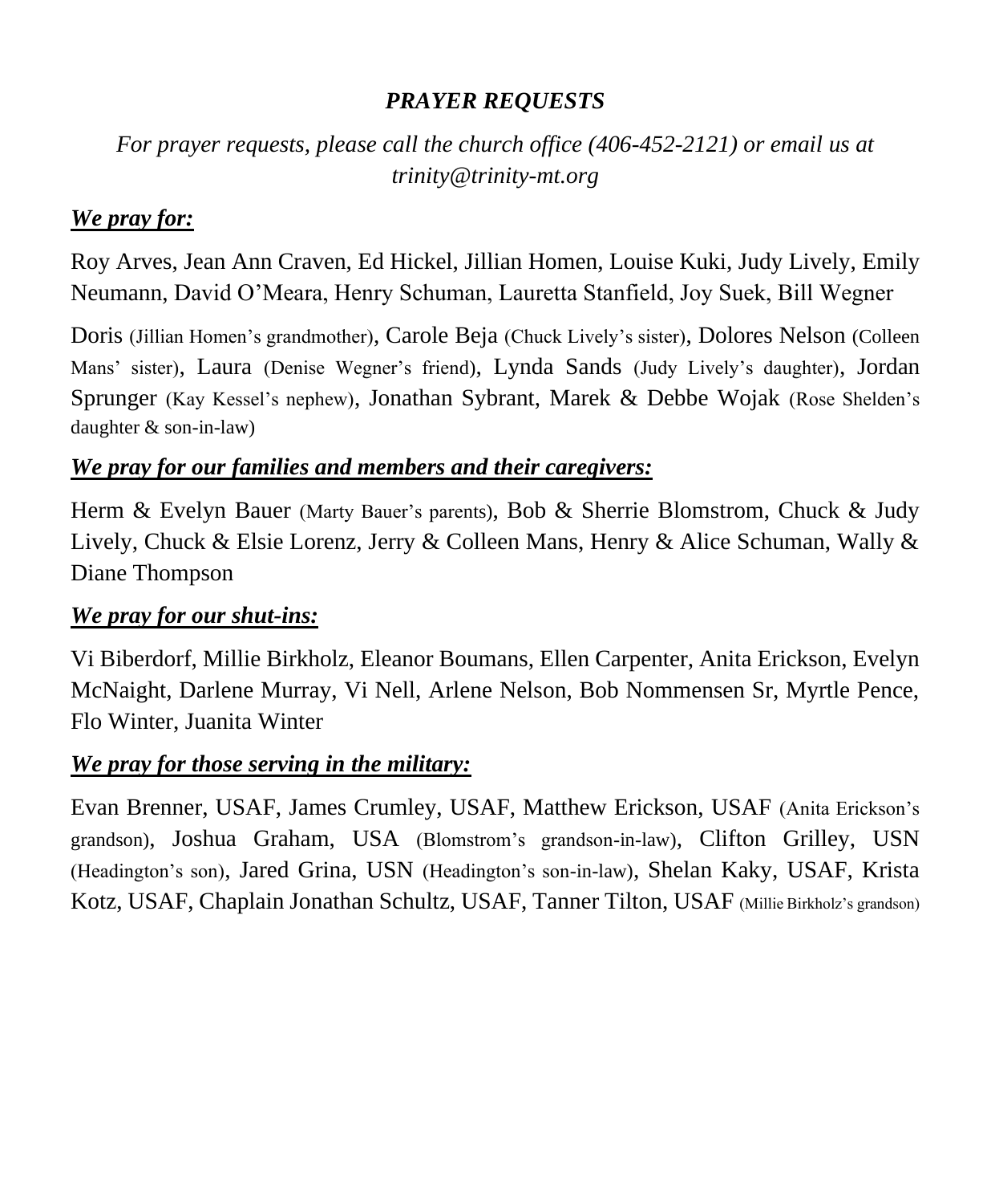### ***PRAYER REQUESTS***

*For prayer requests, please call the church office (406-452-2121) or email us at trinity@trinity-mt.org*

***<u>We pray for:</u>***

Roy Arves, Jean Ann Craven, Ed Hickel, Jillian Homen, Louise Kuki, Judy Lively, Emily Neumann, David O'Meara, Henry Schuman, Lauretta Stanfield, Joy Suek, Bill Wegner

Doris (Jillian Homen's grandmother), Carole Beja (Chuck Lively's sister), Dolores Nelson (Colleen Mans' sister), Laura (Denise Wegner's friend), Lynda Sands (Judy Lively's daughter), Jordan Sprunger (Kay Kessel's nephew), Jonathan Sybrant, Marek & Debbe Wojak (Rose Shelden's daughter & son-in-law)

***<u>We pray for our families and members and their caregivers:</u>***

Herm & Evelyn Bauer (Marty Bauer's parents), Bob & Sherrie Blomstrom, Chuck & Judy Lively, Chuck & Elsie Lorenz, Jerry & Colleen Mans, Henry & Alice Schuman, Wally & Diane Thompson

***<u>We pray for our shut-ins:</u>***

Vi Biberdorf, Millie Birkholz, Eleanor Boumans, Ellen Carpenter, Anita Erickson, Evelyn McNaight, Darlene Murray, Vi Nell, Arlene Nelson, Bob Nommensen Sr, Myrtle Pence, Flo Winter, Juanita Winter

***<u>We pray for those serving in the military:</u>***

Evan Brenner, USAF, James Crumley, USAF, Matthew Erickson, USAF (Anita Erickson's grandson), Joshua Graham, USA (Blomstrom's grandson-in-law), Clifton Grilley, USN (Headington's son), Jared Grina, USN (Headington's son-in-law), Shelan Kaky, USAF, Krista Kotz, USAF, Chaplain Jonathan Schultz, USAF, Tanner Tilton, USAF (Millie Birkholz's grandson)